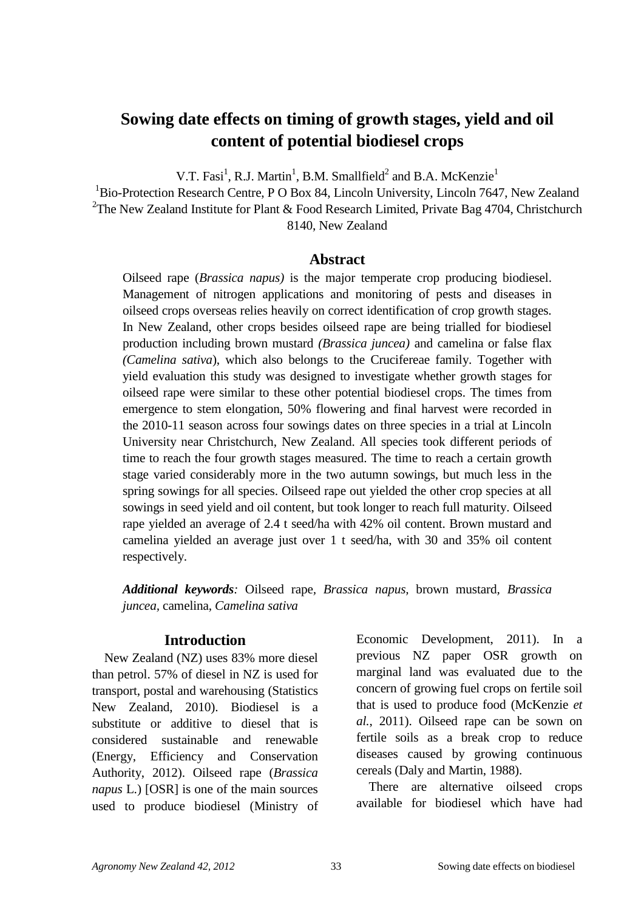# Sowing date effects on timing of growth stages, yield and oil content of potential biodiesel crops

V.T. Fasi[1], R.J. Martin[1], B.M. Smallfield[2] and B.A. McKenzie[1]

[1]Bio-Protection Research Centre, P O Box 84, Lincoln University, Lincoln 7647, New Zealand
[2]The New Zealand Institute for Plant & Food Research Limited, Private Bag 4704, Christchurch 8140, New Zealand

## Abstract

Oilseed rape (*Brassica napus)* is the major temperate crop producing biodiesel. Management of nitrogen applications and monitoring of pests and diseases in oilseed crops overseas relies heavily on correct identification of crop growth stages. In New Zealand, other crops besides oilseed rape are being trialled for biodiesel production including brown mustard *(Brassica juncea)* and camelina or false flax *(Camelina sativa*), which also belongs to the Crucifereae family. Together with yield evaluation this study was designed to investigate whether growth stages for oilseed rape were similar to these other potential biodiesel crops. The times from emergence to stem elongation, 50% flowering and final harvest were recorded in the 2010-11 season across four sowings dates on three species in a trial at Lincoln University near Christchurch, New Zealand. All species took different periods of time to reach the four growth stages measured. The time to reach a certain growth stage varied considerably more in the two autumn sowings, but much less in the spring sowings for all species. Oilseed rape out yielded the other crop species at all sowings in seed yield and oil content, but took longer to reach full maturity. Oilseed rape yielded an average of 2.4 t seed/ha with 42% oil content. Brown mustard and camelina yielded an average just over 1 t seed/ha, with 30 and 35% oil content respectively.

***Additional keywords****:* Oilseed rape, *Brassica napus,* brown mustard, *Brassica juncea,* camelina, *Camelina sativa*

## Introduction

New Zealand (NZ) uses 83% more diesel than petrol. 57% of diesel in NZ is used for transport, postal and warehousing (Statistics New Zealand, 2010). Biodiesel is a substitute or additive to diesel that is considered sustainable and renewable (Energy, Efficiency and Conservation Authority, 2012). Oilseed rape (*Brassica napus* L.) [OSR] is one of the main sources used to produce biodiesel (Ministry of Economic Development, 2011). In a previous NZ paper OSR growth on marginal land was evaluated due to the concern of growing fuel crops on fertile soil that is used to produce food (McKenzie *et al.*, 2011). Oilseed rape can be sown on fertile soils as a break crop to reduce diseases caused by growing continuous cereals (Daly and Martin, 1988).

There are alternative oilseed crops available for biodiesel which have had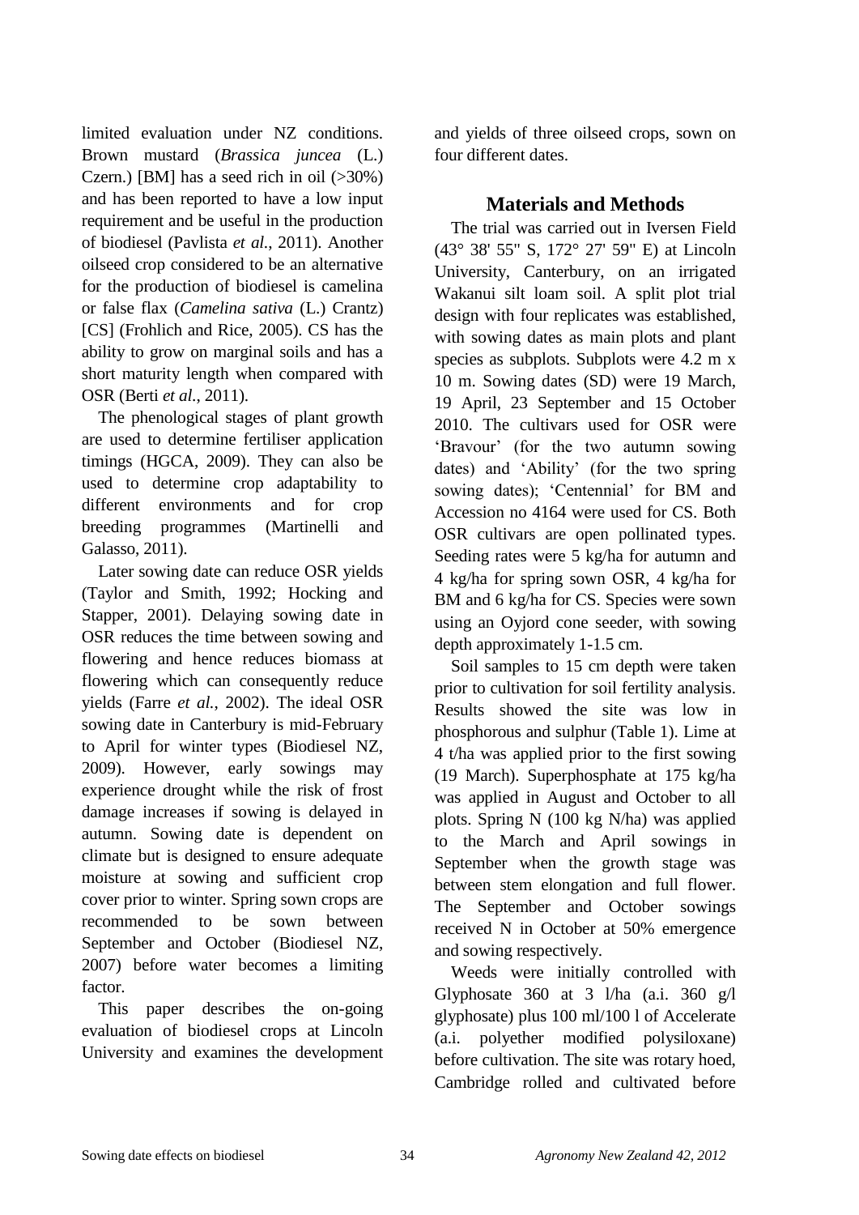limited evaluation under NZ conditions. Brown mustard (*Brassica juncea* (L.) Czern.) [BM] has a seed rich in oil (>30%) and has been reported to have a low input requirement and be useful in the production of biodiesel (Pavlista *et al*., 2011). Another oilseed crop considered to be an alternative for the production of biodiesel is camelina or false flax (*Camelina sativa* (L.) Crantz) [CS] (Frohlich and Rice, 2005). CS has the ability to grow on marginal soils and has a short maturity length when compared with OSR (Berti *et al*., 2011).

The phenological stages of plant growth are used to determine fertiliser application timings (HGCA, 2009). They can also be used to determine crop adaptability to different environments and for crop breeding programmes (Martinelli and Galasso, 2011).

Later sowing date can reduce OSR yields (Taylor and Smith, 1992; Hocking and Stapper, 2001). Delaying sowing date in OSR reduces the time between sowing and flowering and hence reduces biomass at flowering which can consequently reduce yields (Farre *et al.*, 2002). The ideal OSR sowing date in Canterbury is mid-February to April for winter types (Biodiesel NZ, 2009). However, early sowings may experience drought while the risk of frost damage increases if sowing is delayed in autumn. Sowing date is dependent on climate but is designed to ensure adequate moisture at sowing and sufficient crop cover prior to winter. Spring sown crops are recommended to be sown between September and October (Biodiesel NZ, 2007) before water becomes a limiting factor.

This paper describes the on-going evaluation of biodiesel crops at Lincoln University and examines the development and yields of three oilseed crops, sown on four different dates.

## Materials and Methods

The trial was carried out in Iversen Field (43° 38' 55" S, 172° 27' 59" E) at Lincoln University, Canterbury, on an irrigated Wakanui silt loam soil. A split plot trial design with four replicates was established, with sowing dates as main plots and plant species as subplots. Subplots were 4.2 m x 10 m. Sowing dates (SD) were 19 March, 19 April, 23 September and 15 October 2010. The cultivars used for OSR were 'Bravour' (for the two autumn sowing dates) and 'Ability' (for the two spring sowing dates); 'Centennial' for BM and Accession no 4164 were used for CS. Both OSR cultivars are open pollinated types. Seeding rates were 5 kg/ha for autumn and 4 kg/ha for spring sown OSR, 4 kg/ha for BM and 6 kg/ha for CS. Species were sown using an Oyjord cone seeder, with sowing depth approximately 1-1.5 cm.

Soil samples to 15 cm depth were taken prior to cultivation for soil fertility analysis. Results showed the site was low in phosphorous and sulphur (Table 1). Lime at 4 t/ha was applied prior to the first sowing (19 March). Superphosphate at 175 kg/ha was applied in August and October to all plots. Spring N (100 kg N/ha) was applied to the March and April sowings in September when the growth stage was between stem elongation and full flower. The September and October sowings received N in October at 50% emergence and sowing respectively.

Weeds were initially controlled with Glyphosate 360 at 3 l/ha (a.i. 360 g/l glyphosate) plus 100 ml/100 l of Accelerate (a.i. polyether modified polysiloxane) before cultivation. The site was rotary hoed, Cambridge rolled and cultivated before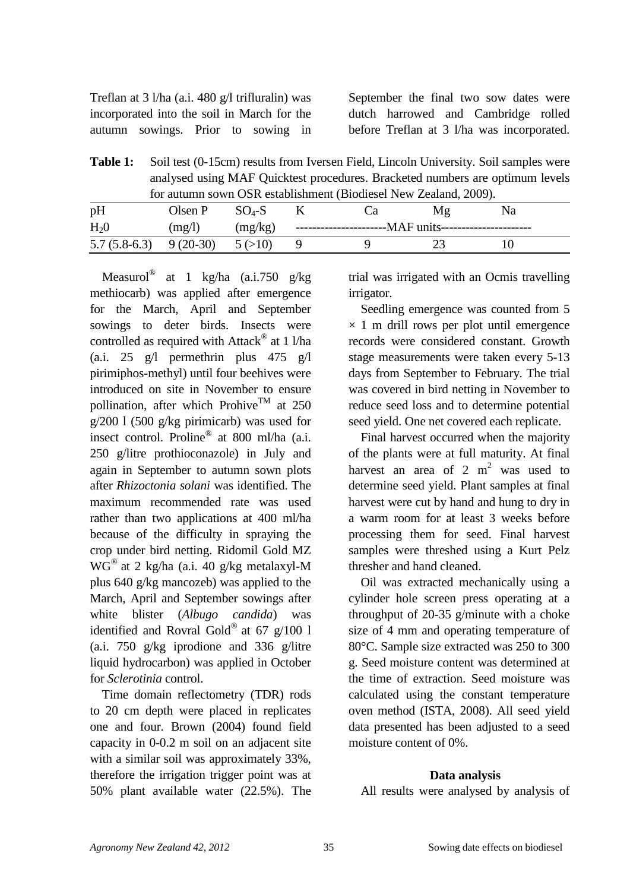Treflan at 3 l/ha (a.i. 480 g/l trifluralin) was incorporated into the soil in March for the autumn sowings. Prior to sowing in September the final two sow dates were dutch harrowed and Cambridge rolled before Treflan at 3 l/ha was incorporated.

**Table 1:** Soil test (0-15cm) results from Iversen Field, Lincoln University. Soil samples were analysed using MAF Quicktest procedures. Bracketed numbers are optimum levels for autumn sown OSR establishment (Biodiesel New Zealand, 2009).

| pH | Olsen P | $SO_4$-S | K | Ca | Mg | Na |
|---|---|---|---|---|---|---|
| $H_20$ | (mg/l) | (mg/kg) | ----------------------MAF units---------------------- | | | |
| 5.7 (5.8-6.3) | 9 (20-30) | 5 (>10) | 9 | 9 | 23 | 10 |

Measurol® at 1 kg/ha (a.i.750 g/kg methiocarb) was applied after emergence for the March, April and September sowings to deter birds. Insects were controlled as required with Attack® at 1 l/ha (a.i. 25 g/l permethrin plus 475 g/l pirimiphos-methyl) until four beehives were introduced on site in November to ensure pollination, after which Prohive™ at 250 g/200 l (500 g/kg pirimicarb) was used for insect control. Proline® at 800 ml/ha (a.i. 250 g/litre prothioconazole) in July and again in September to autumn sown plots after *Rhizoctonia solani* was identified. The maximum recommended rate was used rather than two applications at 400 ml/ha because of the difficulty in spraying the crop under bird netting. Ridomil Gold MZ WG® at 2 kg/ha (a.i. 40 g/kg metalaxyl-M plus 640 g/kg mancozeb) was applied to the March, April and September sowings after white blister (*Albugo candida*) was identified and Rovral Gold® at 67 g/100 l (a.i. 750 g/kg iprodione and 336 g/litre liquid hydrocarbon) was applied in October for *Sclerotinia* control.

Time domain reflectometry (TDR) rods to 20 cm depth were placed in replicates one and four. Brown (2004) found field capacity in 0-0.2 m soil on an adjacent site with a similar soil was approximately 33%, therefore the irrigation trigger point was at 50% plant available water (22.5%). The trial was irrigated with an Ocmis travelling irrigator.

Seedling emergence was counted from 5 × 1 m drill rows per plot until emergence records were considered constant. Growth stage measurements were taken every 5-13 days from September to February. The trial was covered in bird netting in November to reduce seed loss and to determine potential seed yield. One net covered each replicate.

Final harvest occurred when the majority of the plants were at full maturity. At final harvest an area of 2 $m^2$ was used to determine seed yield. Plant samples at final harvest were cut by hand and hung to dry in a warm room for at least 3 weeks before processing them for seed. Final harvest samples were threshed using a Kurt Pelz thresher and hand cleaned.

Oil was extracted mechanically using a cylinder hole screen press operating at a throughput of 20-35 g/minute with a choke size of 4 mm and operating temperature of 80°C. Sample size extracted was 250 to 300 g. Seed moisture content was determined at the time of extraction. Seed moisture was calculated using the constant temperature oven method (ISTA, 2008). All seed yield data presented has been adjusted to a seed moisture content of 0%.

### Data analysis

All results were analysed by analysis of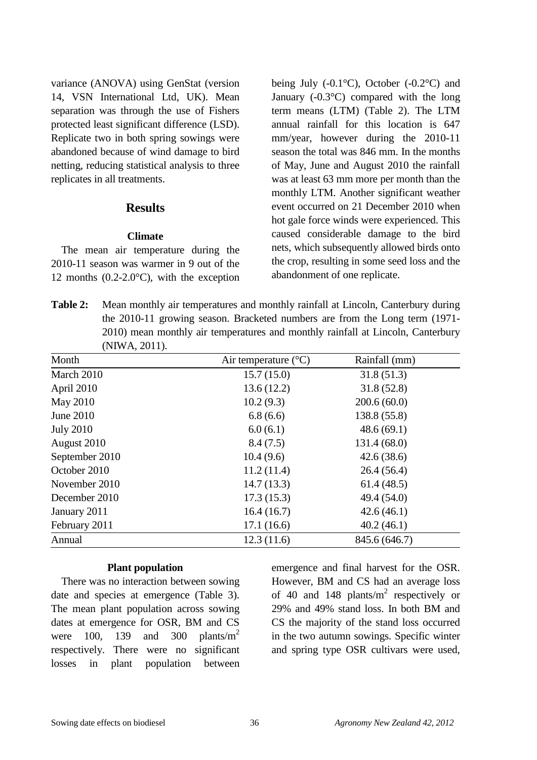variance (ANOVA) using GenStat (version 14, VSN International Ltd, UK). Mean separation was through the use of Fishers protected least significant difference (LSD). Replicate two in both spring sowings were abandoned because of wind damage to bird netting, reducing statistical analysis to three replicates in all treatments.

## Results

### Climate

The mean air temperature during the 2010-11 season was warmer in 9 out of the 12 months (0.2-2.0°C), with the exception being July (-0.1°C), October (-0.2°C) and January (-0.3°C) compared with the long term means (LTM) (Table 2). The LTM annual rainfall for this location is 647 mm/year, however during the 2010-11 season the total was 846 mm. In the months of May, June and August 2010 the rainfall was at least 63 mm more per month than the monthly LTM. Another significant weather event occurred on 21 December 2010 when hot gale force winds were experienced. This caused considerable damage to the bird nets, which subsequently allowed birds onto the crop, resulting in some seed loss and the abandonment of one replicate.

**Table 2:** Mean monthly air temperatures and monthly rainfall at Lincoln, Canterbury during the 2010-11 growing season. Bracketed numbers are from the Long term (1971-2010) mean monthly air temperatures and monthly rainfall at Lincoln, Canterbury (NIWA, 2011).

| Month | Air temperature (°C) | Rainfall (mm) |
|---|---|---|
| March 2010 | 15.7 (15.0) | 31.8 (51.3) |
| April 2010 | 13.6 (12.2) | 31.8 (52.8) |
| May 2010 | 10.2 (9.3) | 200.6 (60.0) |
| June 2010 | 6.8 (6.6) | 138.8 (55.8) |
| July 2010 | 6.0 (6.1) | 48.6 (69.1) |
| August 2010 | 8.4 (7.5) | 131.4 (68.0) |
| September 2010 | 10.4 (9.6) | 42.6 (38.6) |
| October 2010 | 11.2 (11.4) | 26.4 (56.4) |
| November 2010 | 14.7 (13.3) | 61.4 (48.5) |
| December 2010 | 17.3 (15.3) | 49.4 (54.0) |
| January 2011 | 16.4 (16.7) | 42.6 (46.1) |
| February 2011 | 17.1 (16.6) | 40.2 (46.1) |
| Annual | 12.3 (11.6) | 845.6 (646.7) |

### Plant population

There was no interaction between sowing date and species at emergence (Table 3). The mean plant population across sowing dates at emergence for OSR, BM and CS were 100, 139 and 300 plants/m$^2$ respectively. There were no significant losses in plant population between emergence and final harvest for the OSR. However, BM and CS had an average loss of 40 and 148 plants/m$^2$ respectively or 29% and 49% stand loss. In both BM and CS the majority of the stand loss occurred in the two autumn sowings. Specific winter and spring type OSR cultivars were used,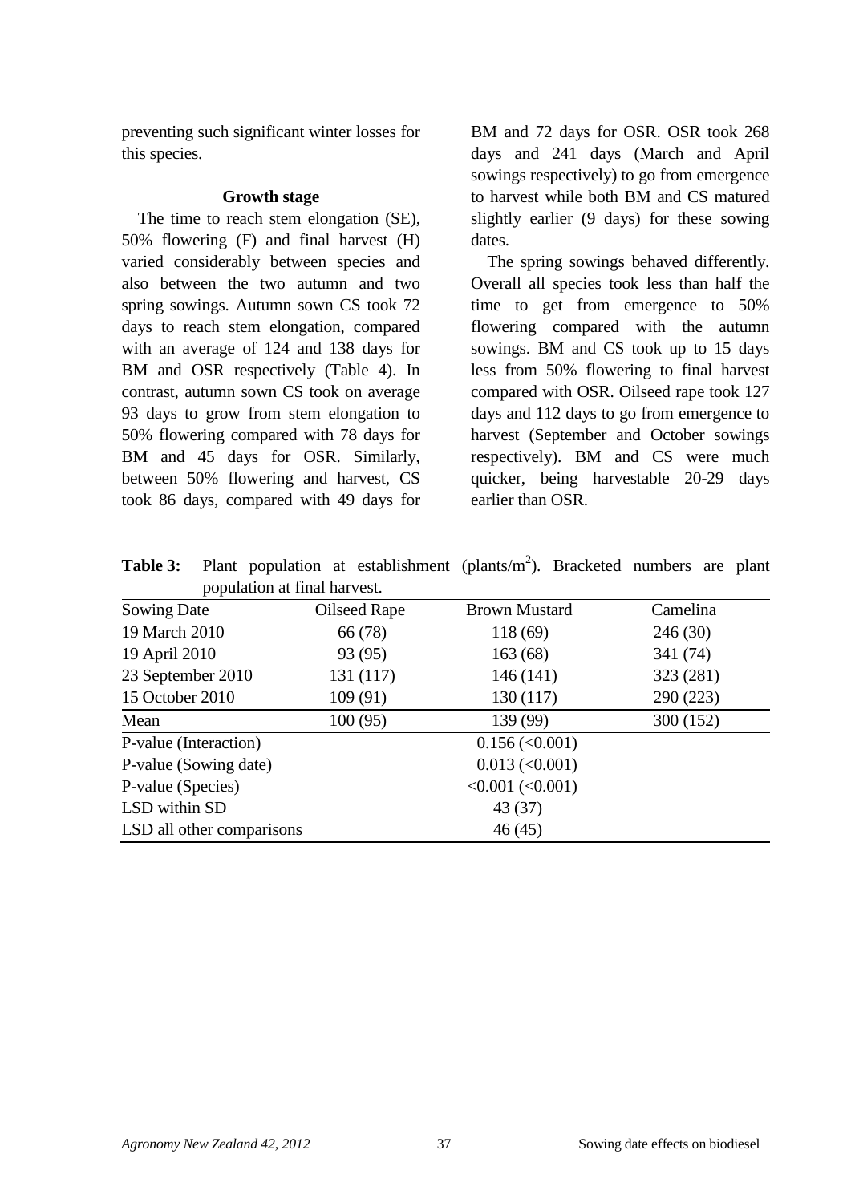preventing such significant winter losses for this species.

### Growth stage

The time to reach stem elongation (SE), 50% flowering (F) and final harvest (H) varied considerably between species and also between the two autumn and two spring sowings. Autumn sown CS took 72 days to reach stem elongation, compared with an average of 124 and 138 days for BM and OSR respectively (Table 4). In contrast, autumn sown CS took on average 93 days to grow from stem elongation to 50% flowering compared with 78 days for BM and 45 days for OSR. Similarly, between 50% flowering and harvest, CS took 86 days, compared with 49 days for BM and 72 days for OSR. OSR took 268 days and 241 days (March and April sowings respectively) to go from emergence to harvest while both BM and CS matured slightly earlier (9 days) for these sowing dates.

The spring sowings behaved differently. Overall all species took less than half the time to get from emergence to 50% flowering compared with the autumn sowings. BM and CS took up to 15 days less from 50% flowering to final harvest compared with OSR. Oilseed rape took 127 days and 112 days to go from emergence to harvest (September and October sowings respectively). BM and CS were much quicker, being harvestable 20-29 days earlier than OSR.

**Table 3:** Plant population at establishment (plants/m$^2$). Bracketed numbers are plant population at final harvest.

| Sowing Date | Oilseed Rape | Brown Mustard | Camelina |
|---|---|---|---|
| 19 March 2010 | 66 (78) | 118 (69) | 246 (30) |
| 19 April 2010 | 93 (95) | 163 (68) | 341 (74) |
| 23 September 2010 | 131 (117) | 146 (141) | 323 (281) |
| 15 October 2010 | 109 (91) | 130 (117) | 290 (223) |
| Mean | 100 (95) | 139 (99) | 300 (152) |
| P-value (Interaction) | | 0.156 (<0.001) | |
| P-value (Sowing date) | | 0.013 (<0.001) | |
| P-value (Species) | | <0.001 (<0.001) | |
| LSD within SD | | 43 (37) | |
| LSD all other comparisons | | 46 (45) | |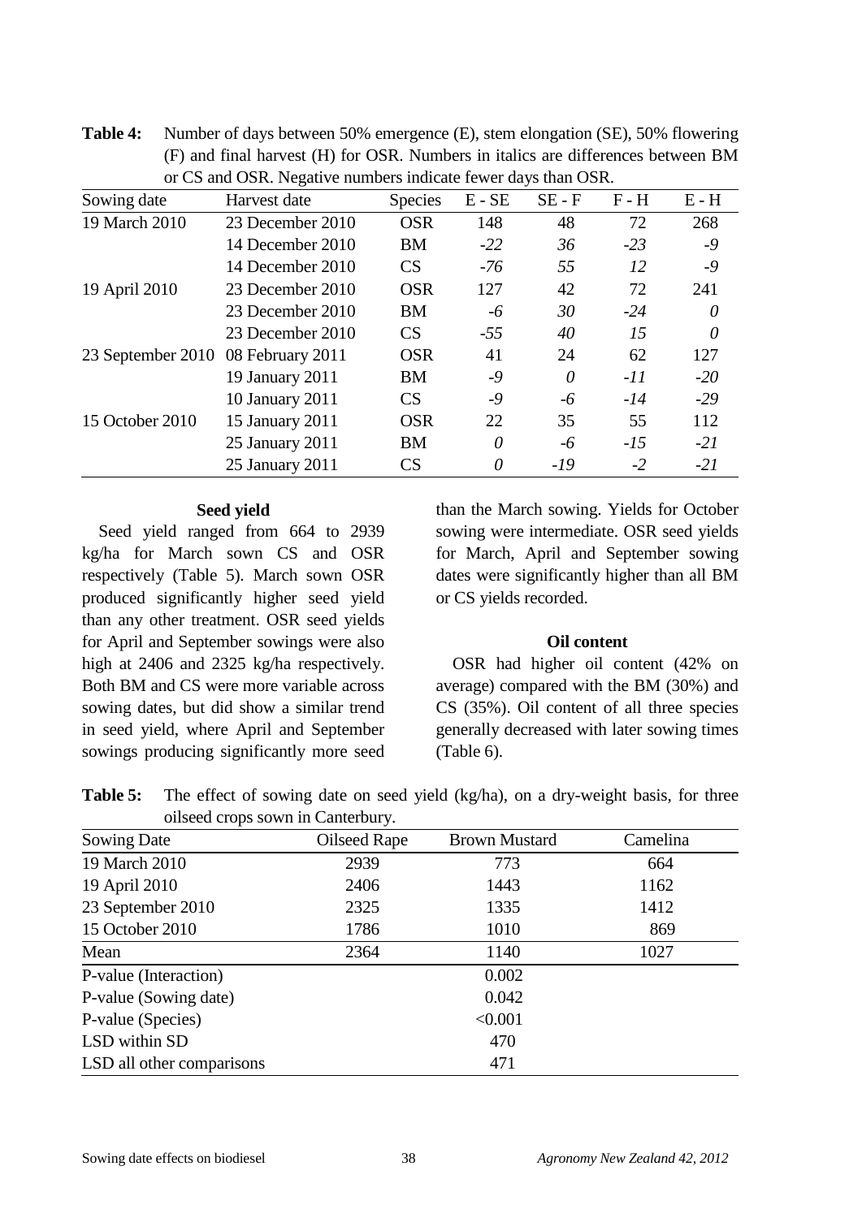**Table 4:** Number of days between 50% emergence (E), stem elongation (SE), 50% flowering (F) and final harvest (H) for OSR. Numbers in italics are differences between BM or CS and OSR. Negative numbers indicate fewer days than OSR.

| Sowing date | Harvest date | Species | E - SE | SE - F | F - H | E - H |
|---|---|---|---|---|---|---|
| 19 March 2010 | 23 December 2010 | OSR | 148 | 48 | 72 | 268 |
| | 14 December 2010 | BM | *-22* | *36* | *-23* | *-9* |
| | 14 December 2010 | CS | *-76* | *55* | *12* | *-9* |
| 19 April 2010 | 23 December 2010 | OSR | 127 | 42 | 72 | 241 |
| | 23 December 2010 | BM | *-6* | *30* | *-24* | *0* |
| | 23 December 2010 | CS | *-55* | *40* | *15* | *0* |
| 23 September 2010 | 08 February 2011 | OSR | 41 | 24 | 62 | 127 |
| | 19 January 2011 | BM | *-9* | *0* | *-11* | *-20* |
| | 10 January 2011 | CS | *-9* | *-6* | *-14* | *-29* |
| 15 October 2010 | 15 January 2011 | OSR | 22 | 35 | 55 | 112 |
| | 25 January 2011 | BM | *0* | *-6* | *-15* | *-21* |
| | 25 January 2011 | CS | *0* | *-19* | *-2* | *-21* |

### Seed yield

Seed yield ranged from 664 to 2939 kg/ha for March sown CS and OSR respectively (Table 5). March sown OSR produced significantly higher seed yield than any other treatment. OSR seed yields for April and September sowings were also high at 2406 and 2325 kg/ha respectively. Both BM and CS were more variable across sowing dates, but did show a similar trend in seed yield, where April and September sowings producing significantly more seed than the March sowing. Yields for October sowing were intermediate. OSR seed yields for March, April and September sowing dates were significantly higher than all BM or CS yields recorded.

### Oil content

OSR had higher oil content (42% on average) compared with the BM (30%) and CS (35%). Oil content of all three species generally decreased with later sowing times (Table 6).

**Table 5:** The effect of sowing date on seed yield (kg/ha), on a dry-weight basis, for three oilseed crops sown in Canterbury.

| Sowing Date | Oilseed Rape | Brown Mustard | Camelina |
|---|---|---|---|
| 19 March 2010 | 2939 | 773 | 664 |
| 19 April 2010 | 2406 | 1443 | 1162 |
| 23 September 2010 | 2325 | 1335 | 1412 |
| 15 October 2010 | 1786 | 1010 | 869 |
| Mean | 2364 | 1140 | 1027 |
| P-value (Interaction) | | 0.002 | |
| P-value (Sowing date) | | 0.042 | |
| P-value (Species) | | <0.001 | |
| LSD within SD | | 470 | |
| LSD all other comparisons | | 471 | |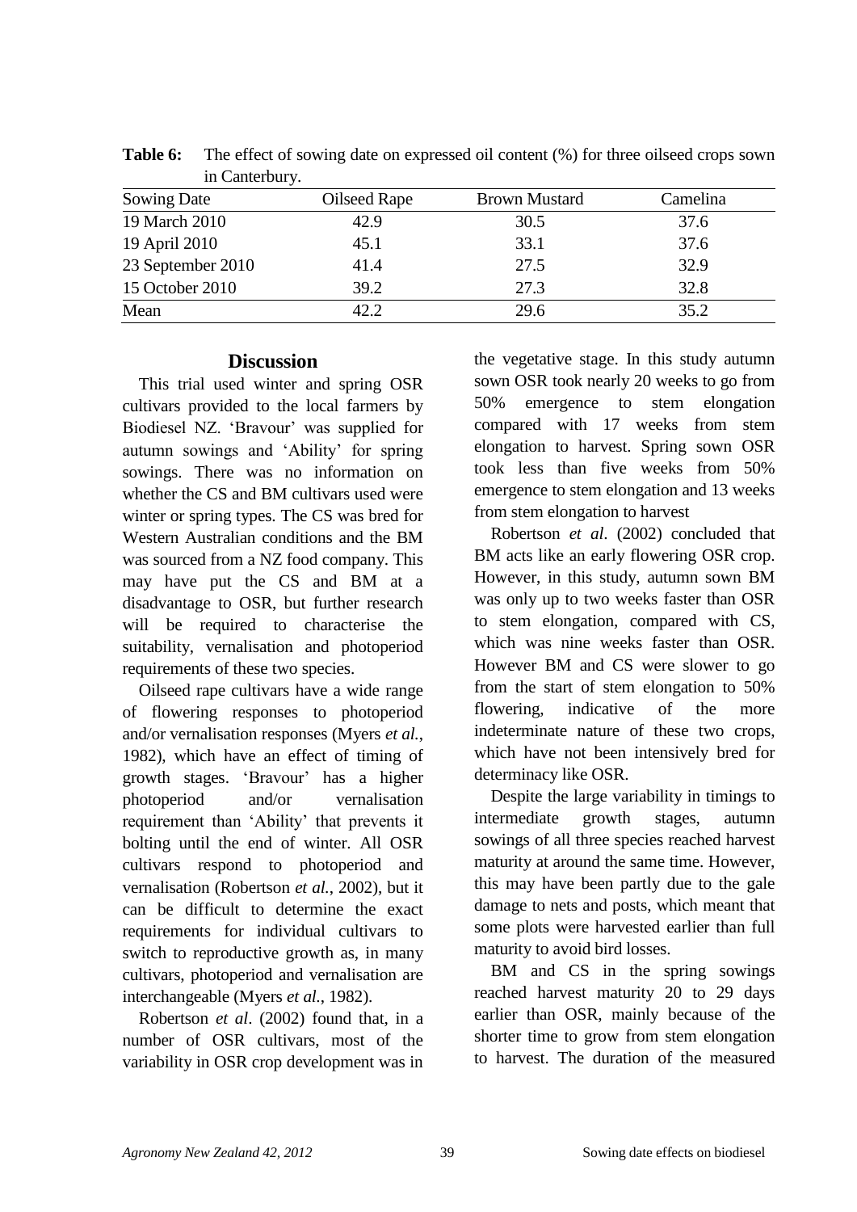**Table 6:** The effect of sowing date on expressed oil content (%) for three oilseed crops sown in Canterbury.

| Sowing Date | Oilseed Rape | Brown Mustard | Camelina |
|---|---|---|---|
| 19 March 2010 | 42.9 | 30.5 | 37.6 |
| 19 April 2010 | 45.1 | 33.1 | 37.6 |
| 23 September 2010 | 41.4 | 27.5 | 32.9 |
| 15 October 2010 | 39.2 | 27.3 | 32.8 |
| Mean | 42.2 | 29.6 | 35.2 |

## Discussion

This trial used winter and spring OSR cultivars provided to the local farmers by Biodiesel NZ. 'Bravour' was supplied for autumn sowings and 'Ability' for spring sowings. There was no information on whether the CS and BM cultivars used were winter or spring types. The CS was bred for Western Australian conditions and the BM was sourced from a NZ food company. This may have put the CS and BM at a disadvantage to OSR, but further research will be required to characterise the suitability, vernalisation and photoperiod requirements of these two species.

Oilseed rape cultivars have a wide range of flowering responses to photoperiod and/or vernalisation responses (Myers *et al.*, 1982), which have an effect of timing of growth stages. 'Bravour' has a higher photoperiod and/or vernalisation requirement than 'Ability' that prevents it bolting until the end of winter. All OSR cultivars respond to photoperiod and vernalisation (Robertson *et al.*, 2002), but it can be difficult to determine the exact requirements for individual cultivars to switch to reproductive growth as, in many cultivars, photoperiod and vernalisation are interchangeable (Myers *et al.*, 1982).

Robertson *et al*. (2002) found that, in a number of OSR cultivars, most of the variability in OSR crop development was in the vegetative stage. In this study autumn sown OSR took nearly 20 weeks to go from 50% emergence to stem elongation compared with 17 weeks from stem elongation to harvest. Spring sown OSR took less than five weeks from 50% emergence to stem elongation and 13 weeks from stem elongation to harvest

Robertson *et al*. (2002) concluded that BM acts like an early flowering OSR crop. However, in this study, autumn sown BM was only up to two weeks faster than OSR to stem elongation, compared with CS, which was nine weeks faster than OSR. However BM and CS were slower to go from the start of stem elongation to 50% flowering, indicative of the more indeterminate nature of these two crops, which have not been intensively bred for determinacy like OSR.

Despite the large variability in timings to intermediate growth stages, autumn sowings of all three species reached harvest maturity at around the same time. However, this may have been partly due to the gale damage to nets and posts, which meant that some plots were harvested earlier than full maturity to avoid bird losses.

BM and CS in the spring sowings reached harvest maturity 20 to 29 days earlier than OSR, mainly because of the shorter time to grow from stem elongation to harvest. The duration of the measured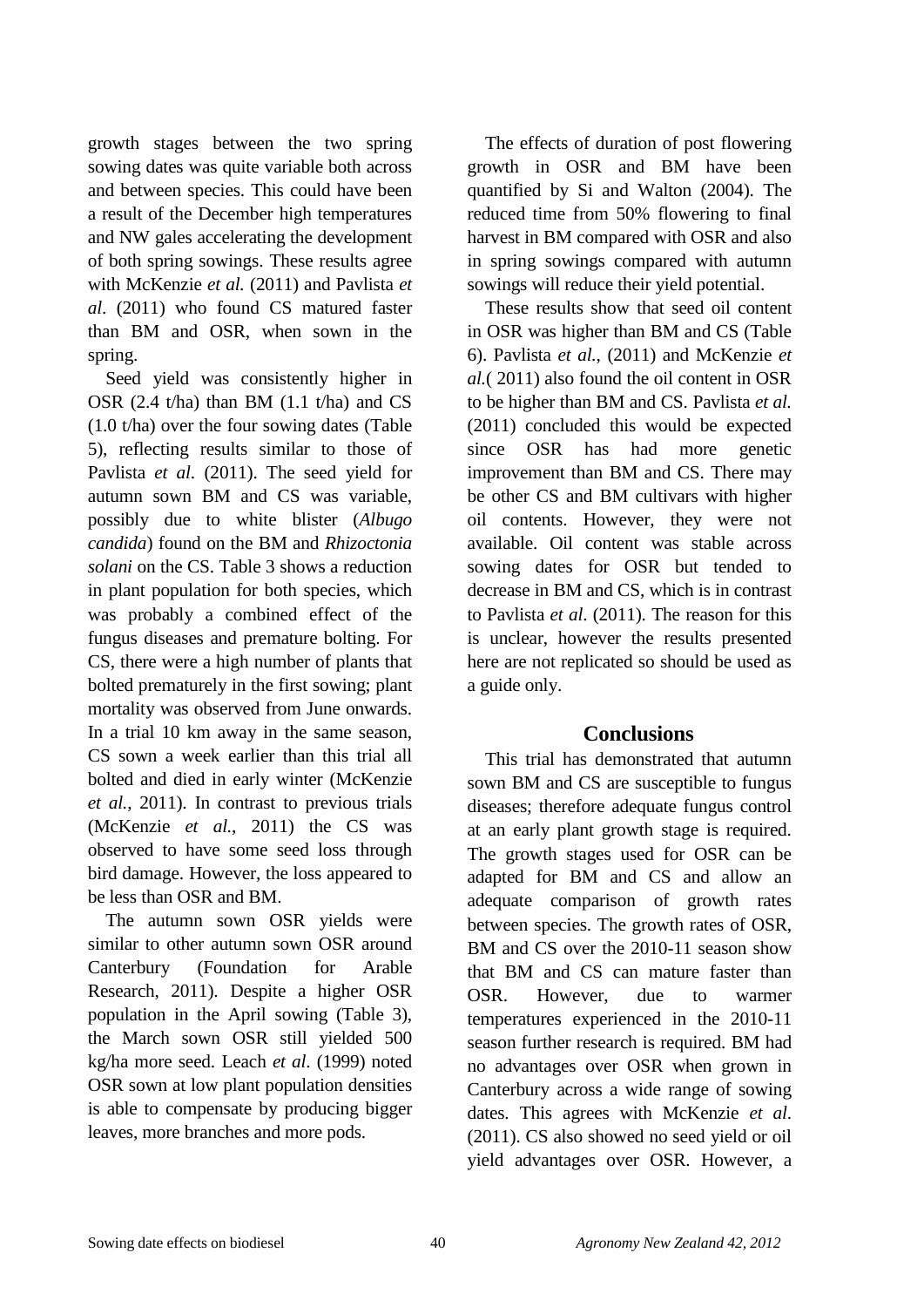growth stages between the two spring sowing dates was quite variable both across and between species. This could have been a result of the December high temperatures and NW gales accelerating the development of both spring sowings. These results agree with McKenzie *et al.* (2011) and Pavlista *et al*. (2011) who found CS matured faster than BM and OSR, when sown in the spring.

Seed yield was consistently higher in OSR (2.4 t/ha) than BM (1.1 t/ha) and CS (1.0 t/ha) over the four sowing dates (Table 5), reflecting results similar to those of Pavlista *et al*. (2011). The seed yield for autumn sown BM and CS was variable, possibly due to white blister (*Albugo candida*) found on the BM and *Rhizoctonia solani* on the CS. Table 3 shows a reduction in plant population for both species, which was probably a combined effect of the fungus diseases and premature bolting. For CS, there were a high number of plants that bolted prematurely in the first sowing; plant mortality was observed from June onwards. In a trial 10 km away in the same season, CS sown a week earlier than this trial all bolted and died in early winter (McKenzie *et al.*, 2011). In contrast to previous trials (McKenzie *et al.*, 2011) the CS was observed to have some seed loss through bird damage. However, the loss appeared to be less than OSR and BM.

The autumn sown OSR yields were similar to other autumn sown OSR around Canterbury (Foundation for Arable Research, 2011). Despite a higher OSR population in the April sowing (Table 3), the March sown OSR still yielded 500 kg/ha more seed. Leach *et al*. (1999) noted OSR sown at low plant population densities is able to compensate by producing bigger leaves, more branches and more pods.

The effects of duration of post flowering growth in OSR and BM have been quantified by Si and Walton (2004). The reduced time from 50% flowering to final harvest in BM compared with OSR and also in spring sowings compared with autumn sowings will reduce their yield potential.

These results show that seed oil content in OSR was higher than BM and CS (Table 6). Pavlista *et al.*, (2011) and McKenzie *et al.*( 2011) also found the oil content in OSR to be higher than BM and CS. Pavlista *et al.* (2011) concluded this would be expected since OSR has had more genetic improvement than BM and CS. There may be other CS and BM cultivars with higher oil contents. However, they were not available. Oil content was stable across sowing dates for OSR but tended to decrease in BM and CS, which is in contrast to Pavlista *et al*. (2011). The reason for this is unclear, however the results presented here are not replicated so should be used as a guide only.

## Conclusions

This trial has demonstrated that autumn sown BM and CS are susceptible to fungus diseases; therefore adequate fungus control at an early plant growth stage is required. The growth stages used for OSR can be adapted for BM and CS and allow an adequate comparison of growth rates between species. The growth rates of OSR, BM and CS over the 2010-11 season show that BM and CS can mature faster than OSR. However, due to warmer temperatures experienced in the 2010-11 season further research is required. BM had no advantages over OSR when grown in Canterbury across a wide range of sowing dates. This agrees with McKenzie *et al*. (2011). CS also showed no seed yield or oil yield advantages over OSR. However, a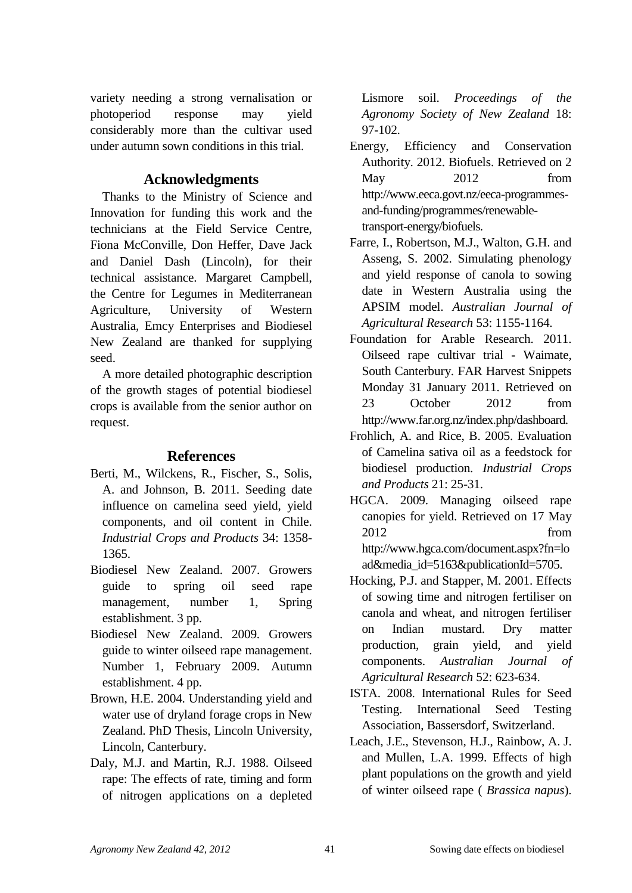variety needing a strong vernalisation or photoperiod response may yield considerably more than the cultivar used under autumn sown conditions in this trial.

## Acknowledgments

Thanks to the Ministry of Science and Innovation for funding this work and the technicians at the Field Service Centre, Fiona McConville, Don Heffer, Dave Jack and Daniel Dash (Lincoln), for their technical assistance. Margaret Campbell, the Centre for Legumes in Mediterranean Agriculture, University of Western Australia, Emcy Enterprises and Biodiesel New Zealand are thanked for supplying seed.

A more detailed photographic description of the growth stages of potential biodiesel crops is available from the senior author on request.

## References

Berti, M., Wilckens, R., Fischer, S., Solis, A. and Johnson, B. 2011. Seeding date influence on camelina seed yield, yield components, and oil content in Chile. *Industrial Crops and Products* 34: 1358-1365.

Biodiesel New Zealand. 2007. Growers guide to spring oil seed rape management, number 1, Spring establishment. 3 pp.

Biodiesel New Zealand. 2009. Growers guide to winter oilseed rape management. Number 1, February 2009. Autumn establishment. 4 pp.

Brown, H.E. 2004. Understanding yield and water use of dryland forage crops in New Zealand. PhD Thesis, Lincoln University, Lincoln, Canterbury.

Daly, M.J. and Martin, R.J. 1988. Oilseed rape: The effects of rate, timing and form of nitrogen applications on a depleted Lismore soil. *Proceedings of the Agronomy Society of New Zealand* 18: 97-102.

Energy, Efficiency and Conservation Authority. 2012. Biofuels. Retrieved on 2 May 2012 from http://www.eeca.govt.nz/eeca-programmes-and-funding/programmes/renewable-transport-energy/biofuels.

Farre, I., Robertson, M.J., Walton, G.H. and Asseng, S. 2002. Simulating phenology and yield response of canola to sowing date in Western Australia using the APSIM model. *Australian Journal of Agricultural Research* 53: 1155-1164.

Foundation for Arable Research. 2011. Oilseed rape cultivar trial - Waimate, South Canterbury. FAR Harvest Snippets Monday 31 January 2011. Retrieved on 23 October 2012 from http://www.far.org.nz/index.php/dashboard.

Frohlich, A. and Rice, B. 2005. Evaluation of Camelina sativa oil as a feedstock for biodiesel production. *Industrial Crops and Products* 21: 25-31.

HGCA. 2009. Managing oilseed rape canopies for yield. Retrieved on 17 May 2012 from http://www.hgca.com/document.aspx?fn=load&media_id=5163&publicationId=5705.

Hocking, P.J. and Stapper, M. 2001. Effects of sowing time and nitrogen fertiliser on canola and wheat, and nitrogen fertiliser on Indian mustard. Dry matter production, grain yield, and yield components. *Australian Journal of Agricultural Research* 52: 623-634.

ISTA. 2008. International Rules for Seed Testing. International Seed Testing Association, Bassersdorf, Switzerland.

Leach, J.E., Stevenson, H.J., Rainbow, A. J. and Mullen, L.A. 1999. Effects of high plant populations on the growth and yield of winter oilseed rape ( *Brassica napus*).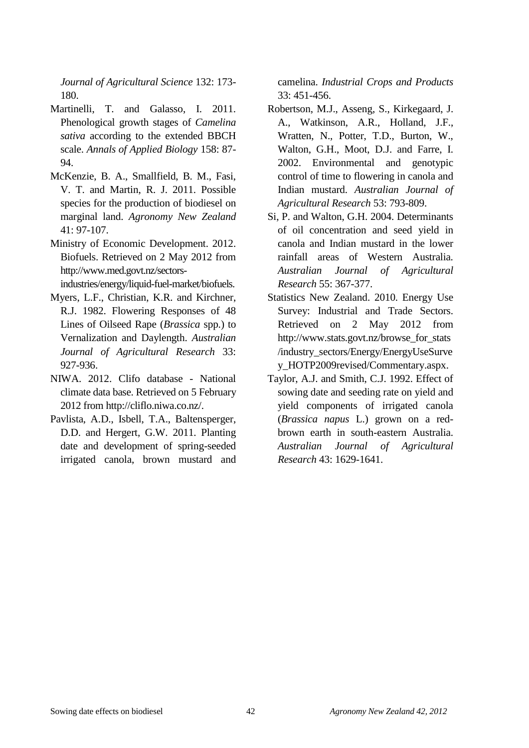*Journal of Agricultural Science* 132: 173-180.

Martinelli, T. and Galasso, I. 2011. Phenological growth stages of *Camelina sativa* according to the extended BBCH scale. *Annals of Applied Biology* 158: 87-94.

McKenzie, B. A., Smallfield, B. M., Fasi, V. T. and Martin, R. J. 2011. Possible species for the production of biodiesel on marginal land. *Agronomy New Zealand* 41: 97-107.

Ministry of Economic Development. 2012. Biofuels. Retrieved on 2 May 2012 from http://www.med.govt.nz/sectors-industries/energy/liquid-fuel-market/biofuels.

Myers, L.F., Christian, K.R. and Kirchner, R.J. 1982. Flowering Responses of 48 Lines of Oilseed Rape (*Brassica* spp.) to Vernalization and Daylength. *Australian Journal of Agricultural Research* 33: 927-936.

NIWA. 2012. Clifo database - National climate data base. Retrieved on 5 February 2012 from http://cliflo.niwa.co.nz/.

Pavlista, A.D., Isbell, T.A., Baltensperger, D.D. and Hergert, G.W. 2011. Planting date and development of spring-seeded irrigated canola, brown mustard and camelina. *Industrial Crops and Products* 33: 451-456.

Robertson, M.J., Asseng, S., Kirkegaard, J. A., Watkinson, A.R., Holland, J.F., Wratten, N., Potter, T.D., Burton, W., Walton, G.H., Moot, D.J. and Farre, I. 2002. Environmental and genotypic control of time to flowering in canola and Indian mustard. *Australian Journal of Agricultural Research* 53: 793-809.

Si, P. and Walton, G.H. 2004. Determinants of oil concentration and seed yield in canola and Indian mustard in the lower rainfall areas of Western Australia. *Australian Journal of Agricultural Research* 55: 367-377.

Statistics New Zealand. 2010. Energy Use Survey: Industrial and Trade Sectors. Retrieved on 2 May 2012 from http://www.stats.govt.nz/browse_for_stats/industry_sectors/Energy/EnergyUseSurvey_HOTP2009revised/Commentary.aspx.

Taylor, A.J. and Smith, C.J. 1992. Effect of sowing date and seeding rate on yield and yield components of irrigated canola (*Brassica napus* L.) grown on a red-brown earth in south-eastern Australia. *Australian Journal of Agricultural Research* 43: 1629-1641.